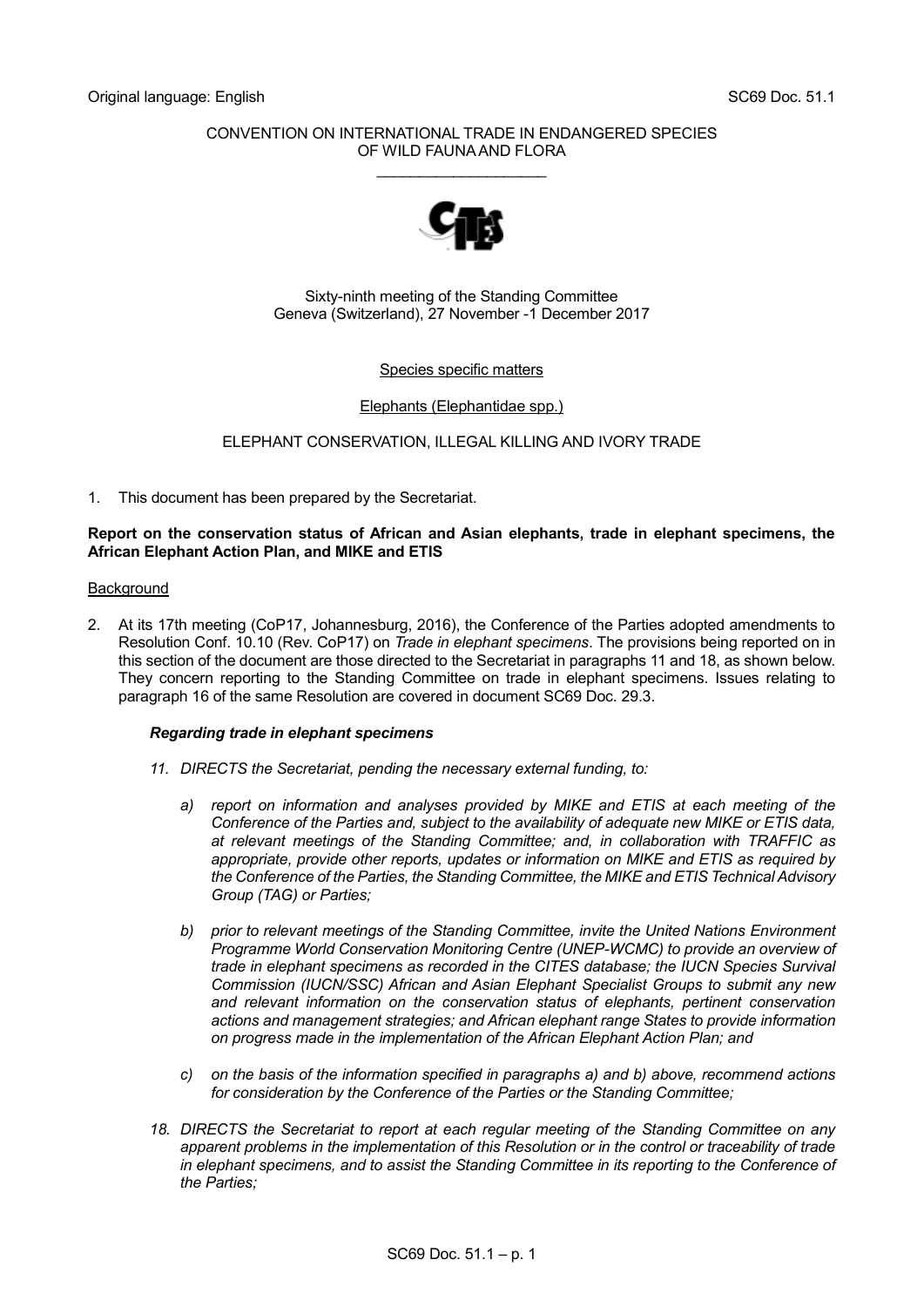Original language: English SC69 Doc. 51.1

CONVENTION ON INTERNATIONAL TRADE IN ENDANGERED SPECIES
OF WILD FAUNA AND FLORA

\_\_\_\_\_\_\_\_\_\_\_\_\_\_\_\_\_\_\_\_

Sixty-ninth meeting of the Standing Committee
Geneva (Switzerland), 27 November -1 December 2017

Species specific matters

Elephants (Elephantidae spp.)

ELEPHANT CONSERVATION, ILLEGAL KILLING AND IVORY TRADE

1. This document has been prepared by the Secretariat.

**Report on the conservation status of African and Asian elephants, trade in elephant specimens, the African Elephant Action Plan, and MIKE and ETIS**

Background

2. At its 17th meeting (CoP17, Johannesburg, 2016), the Conference of the Parties adopted amendments to Resolution Conf. 10.10 (Rev. CoP17) on *Trade in elephant specimens*. The provisions being reported on in this section of the document are those directed to the Secretariat in paragraphs 11 and 18, as shown below. They concern reporting to the Standing Committee on trade in elephant specimens. Issues relating to paragraph 16 of the same Resolution are covered in document SC69 Doc. 29.3.

   ***Regarding trade in elephant specimens***

   *11. DIRECTS the Secretariat, pending the necessary external funding, to:*

   *a) report on information and analyses provided by MIKE and ETIS at each meeting of the Conference of the Parties and, subject to the availability of adequate new MIKE or ETIS data, at relevant meetings of the Standing Committee; and, in collaboration with TRAFFIC as appropriate, provide other reports, updates or information on MIKE and ETIS as required by the Conference of the Parties, the Standing Committee, the MIKE and ETIS Technical Advisory Group (TAG) or Parties;*

   *b) prior to relevant meetings of the Standing Committee, invite the United Nations Environment Programme World Conservation Monitoring Centre (UNEP-WCMC) to provide an overview of trade in elephant specimens as recorded in the CITES database; the IUCN Species Survival Commission (IUCN/SSC) African and Asian Elephant Specialist Groups to submit any new and relevant information on the conservation status of elephants, pertinent conservation actions and management strategies; and African elephant range States to provide information on progress made in the implementation of the African Elephant Action Plan; and*

   *c) on the basis of the information specified in paragraphs a) and b) above, recommend actions for consideration by the Conference of the Parties or the Standing Committee;*

   *18. DIRECTS the Secretariat to report at each regular meeting of the Standing Committee on any apparent problems in the implementation of this Resolution or in the control or traceability of trade in elephant specimens, and to assist the Standing Committee in its reporting to the Conference of the Parties;*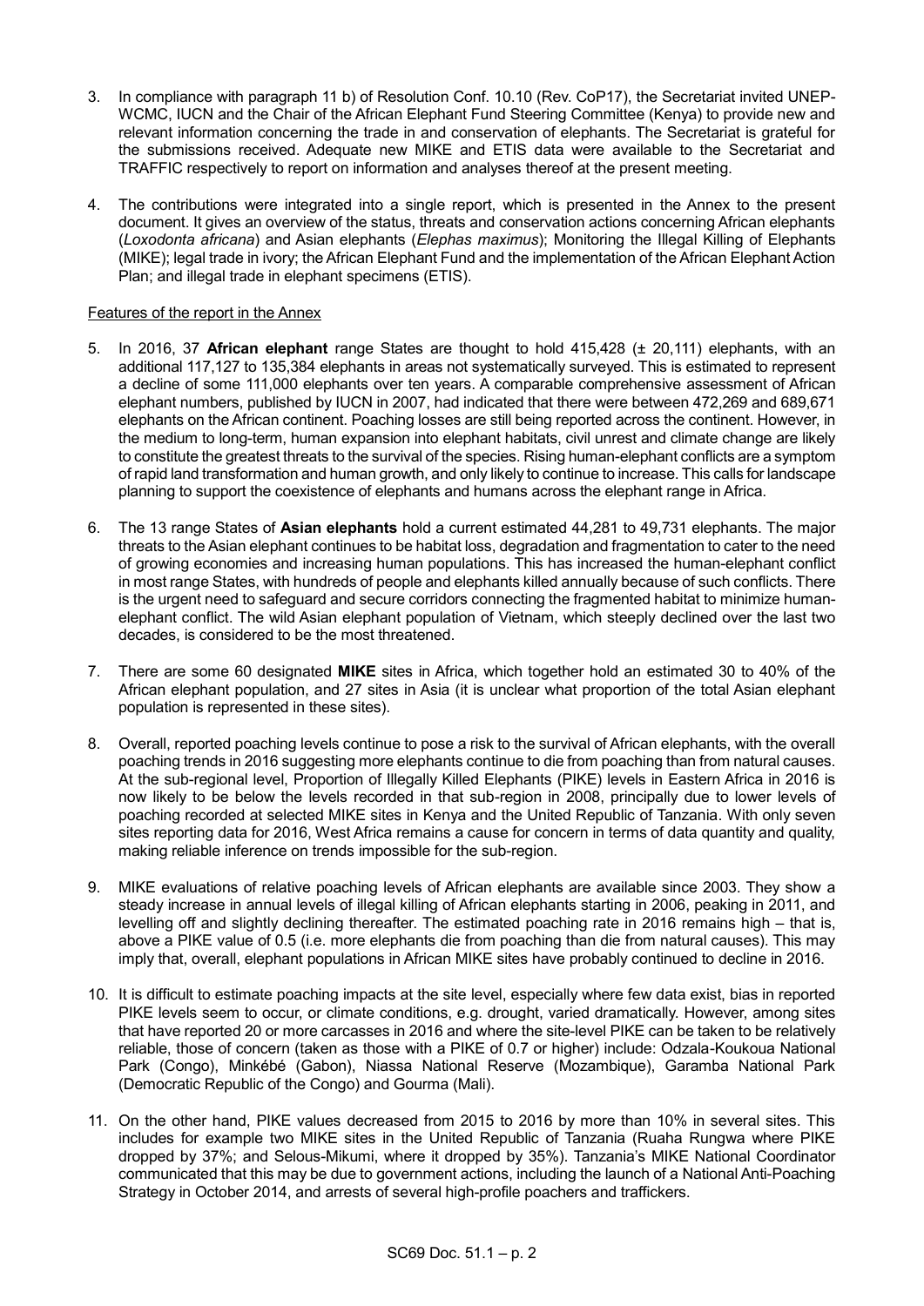3. In compliance with paragraph 11 b) of Resolution Conf. 10.10 (Rev. CoP17), the Secretariat invited UNEP-WCMC, IUCN and the Chair of the African Elephant Fund Steering Committee (Kenya) to provide new and relevant information concerning the trade in and conservation of elephants. The Secretariat is grateful for the submissions received. Adequate new MIKE and ETIS data were available to the Secretariat and TRAFFIC respectively to report on information and analyses thereof at the present meeting.

4. The contributions were integrated into a single report, which is presented in the Annex to the present document. It gives an overview of the status, threats and conservation actions concerning African elephants (*Loxodonta africana*) and Asian elephants (*Elephas maximus*); Monitoring the Illegal Killing of Elephants (MIKE); legal trade in ivory; the African Elephant Fund and the implementation of the African Elephant Action Plan; and illegal trade in elephant specimens (ETIS).

Features of the report in the Annex

5. In 2016, 37 **African elephant** range States are thought to hold 415,428 (± 20,111) elephants, with an additional 117,127 to 135,384 elephants in areas not systematically surveyed. This is estimated to represent a decline of some 111,000 elephants over ten years. A comparable comprehensive assessment of African elephant numbers, published by IUCN in 2007, had indicated that there were between 472,269 and 689,671 elephants on the African continent. Poaching losses are still being reported across the continent. However, in the medium to long-term, human expansion into elephant habitats, civil unrest and climate change are likely to constitute the greatest threats to the survival of the species. Rising human-elephant conflicts are a symptom of rapid land transformation and human growth, and only likely to continue to increase. This calls for landscape planning to support the coexistence of elephants and humans across the elephant range in Africa.

6. The 13 range States of **Asian elephants** hold a current estimated 44,281 to 49,731 elephants. The major threats to the Asian elephant continues to be habitat loss, degradation and fragmentation to cater to the need of growing economies and increasing human populations. This has increased the human-elephant conflict in most range States, with hundreds of people and elephants killed annually because of such conflicts. There is the urgent need to safeguard and secure corridors connecting the fragmented habitat to minimize human-elephant conflict. The wild Asian elephant population of Vietnam, which steeply declined over the last two decades, is considered to be the most threatened.

7. There are some 60 designated **MIKE** sites in Africa, which together hold an estimated 30 to 40% of the African elephant population, and 27 sites in Asia (it is unclear what proportion of the total Asian elephant population is represented in these sites).

8. Overall, reported poaching levels continue to pose a risk to the survival of African elephants, with the overall poaching trends in 2016 suggesting more elephants continue to die from poaching than from natural causes. At the sub-regional level, Proportion of Illegally Killed Elephants (PIKE) levels in Eastern Africa in 2016 is now likely to be below the levels recorded in that sub-region in 2008, principally due to lower levels of poaching recorded at selected MIKE sites in Kenya and the United Republic of Tanzania. With only seven sites reporting data for 2016, West Africa remains a cause for concern in terms of data quantity and quality, making reliable inference on trends impossible for the sub-region.

9. MIKE evaluations of relative poaching levels of African elephants are available since 2003. They show a steady increase in annual levels of illegal killing of African elephants starting in 2006, peaking in 2011, and levelling off and slightly declining thereafter. The estimated poaching rate in 2016 remains high – that is, above a PIKE value of 0.5 (i.e. more elephants die from poaching than die from natural causes). This may imply that, overall, elephant populations in African MIKE sites have probably continued to decline in 2016.

10. It is difficult to estimate poaching impacts at the site level, especially where few data exist, bias in reported PIKE levels seem to occur, or climate conditions, e.g. drought, varied dramatically. However, among sites that have reported 20 or more carcasses in 2016 and where the site-level PIKE can be taken to be relatively reliable, those of concern (taken as those with a PIKE of 0.7 or higher) include: Odzala-Koukoua National Park (Congo), Minkébé (Gabon), Niassa National Reserve (Mozambique), Garamba National Park (Democratic Republic of the Congo) and Gourma (Mali).

11. On the other hand, PIKE values decreased from 2015 to 2016 by more than 10% in several sites. This includes for example two MIKE sites in the United Republic of Tanzania (Ruaha Rungwa where PIKE dropped by 37%; and Selous-Mikumi, where it dropped by 35%). Tanzania's MIKE National Coordinator communicated that this may be due to government actions, including the launch of a National Anti-Poaching Strategy in October 2014, and arrests of several high-profile poachers and traffickers.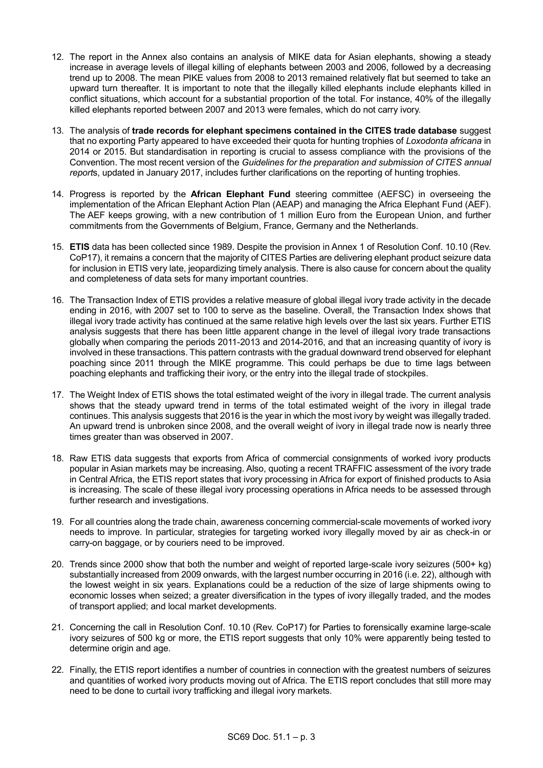12. The report in the Annex also contains an analysis of MIKE data for Asian elephants, showing a steady increase in average levels of illegal killing of elephants between 2003 and 2006, followed by a decreasing trend up to 2008. The mean PIKE values from 2008 to 2013 remained relatively flat but seemed to take an upward turn thereafter. It is important to note that the illegally killed elephants include elephants killed in conflict situations, which account for a substantial proportion of the total. For instance, 40% of the illegally killed elephants reported between 2007 and 2013 were females, which do not carry ivory.

13. The analysis of **trade records for elephant specimens contained in the CITES trade database** suggest that no exporting Party appeared to have exceeded their quota for hunting trophies of *Loxodonta africana* in 2014 or 2015. But standardisation in reporting is crucial to assess compliance with the provisions of the Convention. The most recent version of the *Guidelines for the preparation and submission of CITES annual report*s, updated in January 2017, includes further clarifications on the reporting of hunting trophies.

14. Progress is reported by the **African Elephant Fund** steering committee (AEFSC) in overseeing the implementation of the African Elephant Action Plan (AEAP) and managing the Africa Elephant Fund (AEF). The AEF keeps growing, with a new contribution of 1 million Euro from the European Union, and further commitments from the Governments of Belgium, France, Germany and the Netherlands.

15. **ETIS** data has been collected since 1989. Despite the provision in Annex 1 of Resolution Conf. 10.10 (Rev. CoP17), it remains a concern that the majority of CITES Parties are delivering elephant product seizure data for inclusion in ETIS very late, jeopardizing timely analysis. There is also cause for concern about the quality and completeness of data sets for many important countries.

16. The Transaction Index of ETIS provides a relative measure of global illegal ivory trade activity in the decade ending in 2016, with 2007 set to 100 to serve as the baseline. Overall, the Transaction Index shows that illegal ivory trade activity has continued at the same relative high levels over the last six years. Further ETIS analysis suggests that there has been little apparent change in the level of illegal ivory trade transactions globally when comparing the periods 2011-2013 and 2014-2016, and that an increasing quantity of ivory is involved in these transactions. This pattern contrasts with the gradual downward trend observed for elephant poaching since 2011 through the MIKE programme. This could perhaps be due to time lags between poaching elephants and trafficking their ivory, or the entry into the illegal trade of stockpiles.

17. The Weight Index of ETIS shows the total estimated weight of the ivory in illegal trade. The current analysis shows that the steady upward trend in terms of the total estimated weight of the ivory in illegal trade continues. This analysis suggests that 2016 is the year in which the most ivory by weight was illegally traded. An upward trend is unbroken since 2008, and the overall weight of ivory in illegal trade now is nearly three times greater than was observed in 2007.

18. Raw ETIS data suggests that exports from Africa of commercial consignments of worked ivory products popular in Asian markets may be increasing. Also, quoting a recent TRAFFIC assessment of the ivory trade in Central Africa, the ETIS report states that ivory processing in Africa for export of finished products to Asia is increasing. The scale of these illegal ivory processing operations in Africa needs to be assessed through further research and investigations.

19. For all countries along the trade chain, awareness concerning commercial-scale movements of worked ivory needs to improve. In particular, strategies for targeting worked ivory illegally moved by air as check-in or carry-on baggage, or by couriers need to be improved.

20. Trends since 2000 show that both the number and weight of reported large-scale ivory seizures (500+ kg) substantially increased from 2009 onwards, with the largest number occurring in 2016 (i.e. 22), although with the lowest weight in six years. Explanations could be a reduction of the size of large shipments owing to economic losses when seized; a greater diversification in the types of ivory illegally traded, and the modes of transport applied; and local market developments.

21. Concerning the call in Resolution Conf. 10.10 (Rev. CoP17) for Parties to forensically examine large-scale ivory seizures of 500 kg or more, the ETIS report suggests that only 10% were apparently being tested to determine origin and age.

22. Finally, the ETIS report identifies a number of countries in connection with the greatest numbers of seizures and quantities of worked ivory products moving out of Africa. The ETIS report concludes that still more may need to be done to curtail ivory trafficking and illegal ivory markets.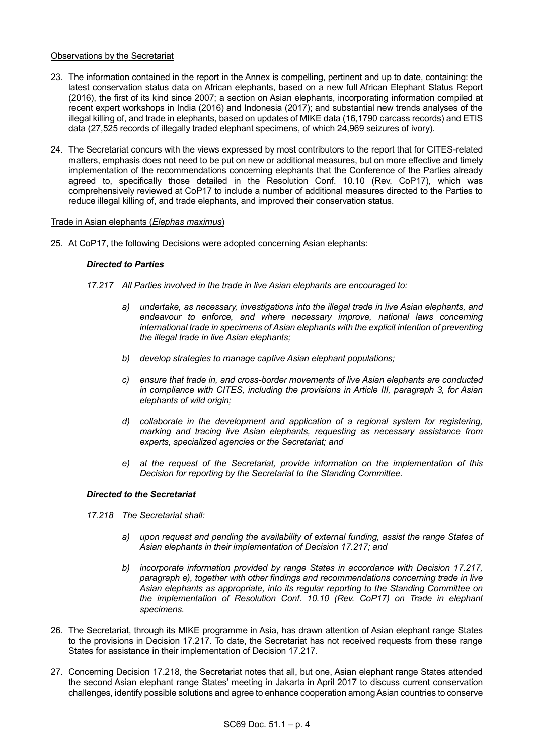Observations by the Secretariat

23. The information contained in the report in the Annex is compelling, pertinent and up to date, containing: the latest conservation status data on African elephants, based on a new full African Elephant Status Report (2016), the first of its kind since 2007; a section on Asian elephants, incorporating information compiled at recent expert workshops in India (2016) and Indonesia (2017); and substantial new trends analyses of the illegal killing of, and trade in elephants, based on updates of MIKE data (16,1790 carcass records) and ETIS data (27,525 records of illegally traded elephant specimens, of which 24,969 seizures of ivory).

24. The Secretariat concurs with the views expressed by most contributors to the report that for CITES-related matters, emphasis does not need to be put on new or additional measures, but on more effective and timely implementation of the recommendations concerning elephants that the Conference of the Parties already agreed to, specifically those detailed in the Resolution Conf. 10.10 (Rev. CoP17), which was comprehensively reviewed at CoP17 to include a number of additional measures directed to the Parties to reduce illegal killing of, and trade elephants, and improved their conservation status.

Trade in Asian elephants (*Elephas maximus*)

25. At CoP17, the following Decisions were adopted concerning Asian elephants:

***Directed to Parties***

*17.217 All Parties involved in the trade in live Asian elephants are encouraged to:*

*a) undertake, as necessary, investigations into the illegal trade in live Asian elephants, and endeavour to enforce, and where necessary improve, national laws concerning international trade in specimens of Asian elephants with the explicit intention of preventing the illegal trade in live Asian elephants;*

*b) develop strategies to manage captive Asian elephant populations;*

*c) ensure that trade in, and cross-border movements of live Asian elephants are conducted in compliance with CITES, including the provisions in Article III, paragraph 3, for Asian elephants of wild origin;*

*d) collaborate in the development and application of a regional system for registering, marking and tracing live Asian elephants, requesting as necessary assistance from experts, specialized agencies or the Secretariat; and*

*e) at the request of the Secretariat, provide information on the implementation of this Decision for reporting by the Secretariat to the Standing Committee.*

***Directed to the Secretariat***

*17.218 The Secretariat shall:*

*a) upon request and pending the availability of external funding, assist the range States of Asian elephants in their implementation of Decision 17.217; and*

*b) incorporate information provided by range States in accordance with Decision 17.217, paragraph e), together with other findings and recommendations concerning trade in live Asian elephants as appropriate, into its regular reporting to the Standing Committee on the implementation of Resolution Conf. 10.10 (Rev. CoP17) on Trade in elephant specimens.*

26. The Secretariat, through its MIKE programme in Asia, has drawn attention of Asian elephant range States to the provisions in Decision 17.217. To date, the Secretariat has not received requests from these range States for assistance in their implementation of Decision 17.217.

27. Concerning Decision 17.218, the Secretariat notes that all, but one, Asian elephant range States attended the second Asian elephant range States' meeting in Jakarta in April 2017 to discuss current conservation challenges, identify possible solutions and agree to enhance cooperation among Asian countries to conserve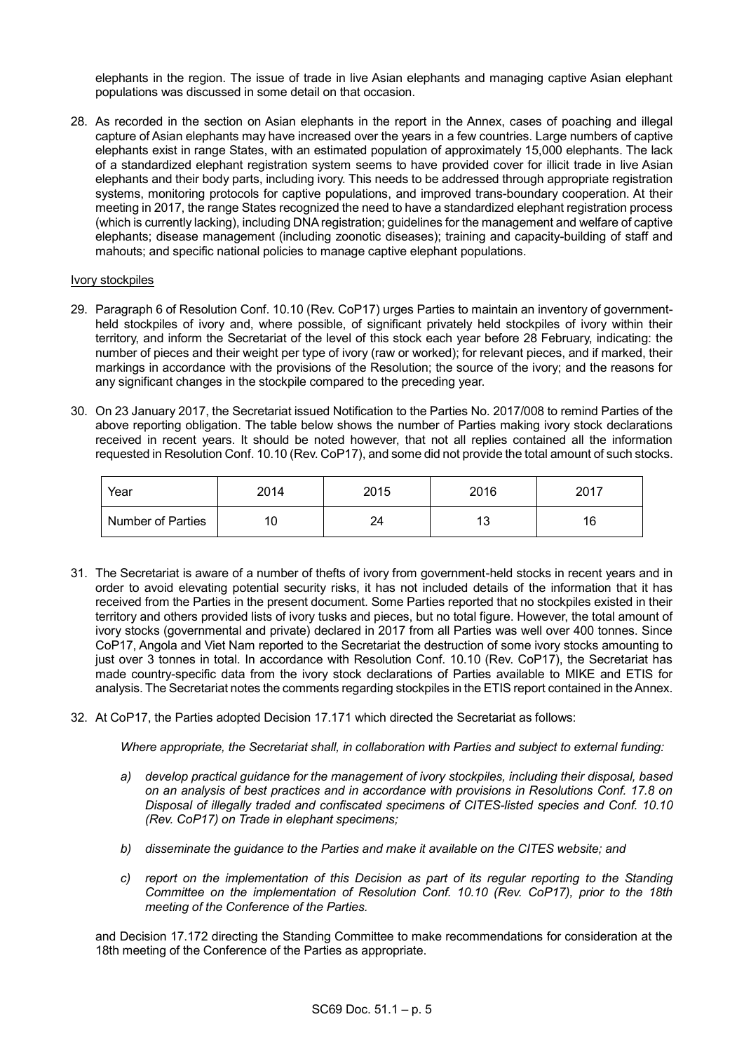elephants in the region. The issue of trade in live Asian elephants and managing captive Asian elephant populations was discussed in some detail on that occasion.

28. As recorded in the section on Asian elephants in the report in the Annex, cases of poaching and illegal capture of Asian elephants may have increased over the years in a few countries. Large numbers of captive elephants exist in range States, with an estimated population of approximately 15,000 elephants. The lack of a standardized elephant registration system seems to have provided cover for illicit trade in live Asian elephants and their body parts, including ivory. This needs to be addressed through appropriate registration systems, monitoring protocols for captive populations, and improved trans-boundary cooperation. At their meeting in 2017, the range States recognized the need to have a standardized elephant registration process (which is currently lacking), including DNA registration; guidelines for the management and welfare of captive elephants; disease management (including zoonotic diseases); training and capacity-building of staff and mahouts; and specific national policies to manage captive elephant populations.

Ivory stockpiles

29. Paragraph 6 of Resolution Conf. 10.10 (Rev. CoP17) urges Parties to maintain an inventory of government-held stockpiles of ivory and, where possible, of significant privately held stockpiles of ivory within their territory, and inform the Secretariat of the level of this stock each year before 28 February, indicating: the number of pieces and their weight per type of ivory (raw or worked); for relevant pieces, and if marked, their markings in accordance with the provisions of the Resolution; the source of the ivory; and the reasons for any significant changes in the stockpile compared to the preceding year.

30. On 23 January 2017, the Secretariat issued Notification to the Parties No. 2017/008 to remind Parties of the above reporting obligation. The table below shows the number of Parties making ivory stock declarations received in recent years. It should be noted however, that not all replies contained all the information requested in Resolution Conf. 10.10 (Rev. CoP17), and some did not provide the total amount of such stocks.

| Year | 2014 | 2015 | 2016 | 2017 |
|---|---|---|---|---|
| Number of Parties | 10 | 24 | 13 | 16 |

31. The Secretariat is aware of a number of thefts of ivory from government-held stocks in recent years and in order to avoid elevating potential security risks, it has not included details of the information that it has received from the Parties in the present document. Some Parties reported that no stockpiles existed in their territory and others provided lists of ivory tusks and pieces, but no total figure. However, the total amount of ivory stocks (governmental and private) declared in 2017 from all Parties was well over 400 tonnes. Since CoP17, Angola and Viet Nam reported to the Secretariat the destruction of some ivory stocks amounting to just over 3 tonnes in total. In accordance with Resolution Conf. 10.10 (Rev. CoP17), the Secretariat has made country-specific data from the ivory stock declarations of Parties available to MIKE and ETIS for analysis. The Secretariat notes the comments regarding stockpiles in the ETIS report contained in the Annex.

32. At CoP17, the Parties adopted Decision 17.171 which directed the Secretariat as follows:

    *Where appropriate, the Secretariat shall, in collaboration with Parties and subject to external funding:*

    *a) develop practical guidance for the management of ivory stockpiles, including their disposal, based on an analysis of best practices and in accordance with provisions in Resolutions Conf. 17.8 on Disposal of illegally traded and confiscated specimens of CITES-listed species and Conf. 10.10 (Rev. CoP17) on Trade in elephant specimens;*

    *b) disseminate the guidance to the Parties and make it available on the CITES website; and*

    *c) report on the implementation of this Decision as part of its regular reporting to the Standing Committee on the implementation of Resolution Conf. 10.10 (Rev. CoP17), prior to the 18th meeting of the Conference of the Parties.*

    and Decision 17.172 directing the Standing Committee to make recommendations for consideration at the 18th meeting of the Conference of the Parties as appropriate.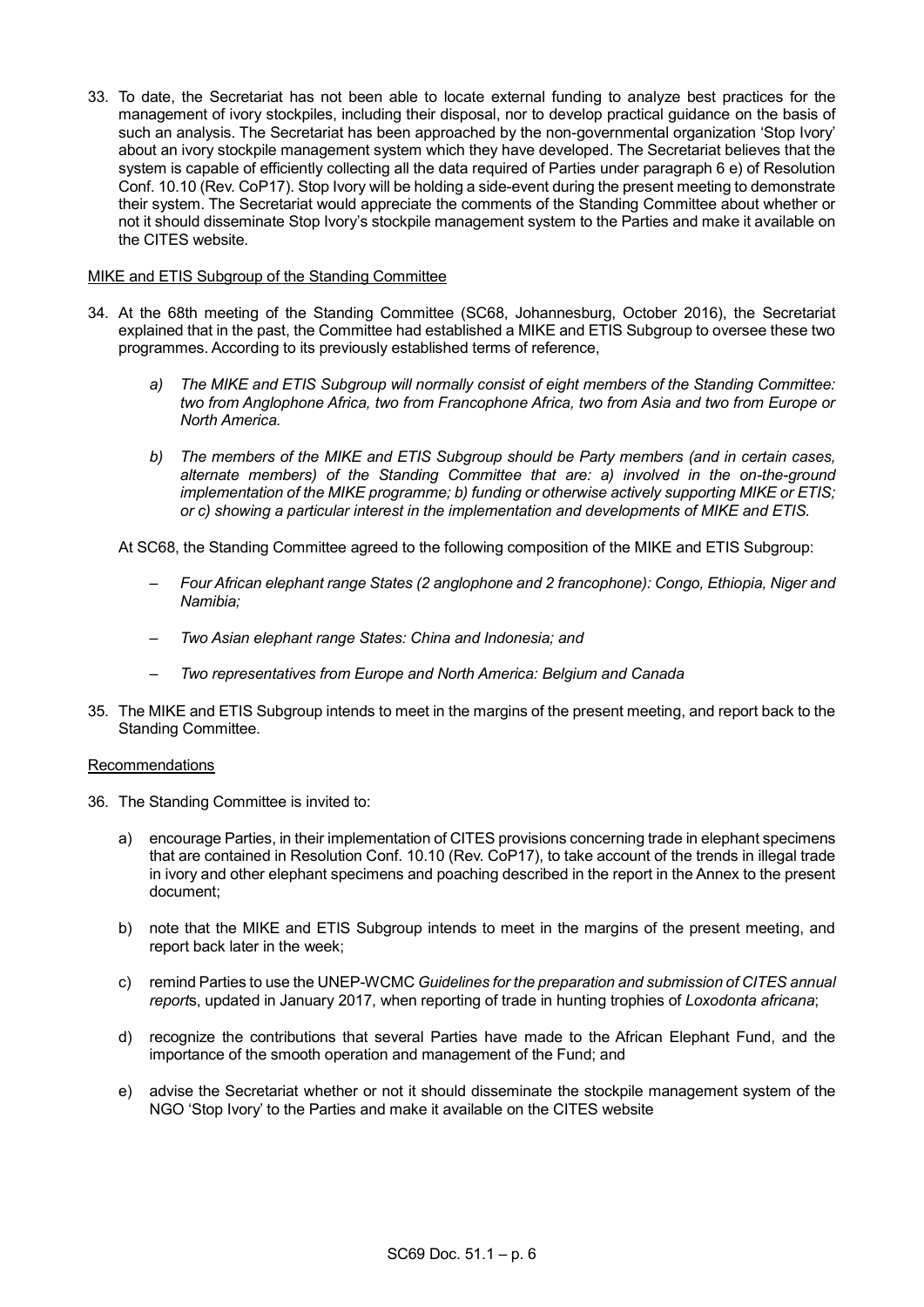33. To date, the Secretariat has not been able to locate external funding to analyze best practices for the management of ivory stockpiles, including their disposal, nor to develop practical guidance on the basis of such an analysis. The Secretariat has been approached by the non-governmental organization 'Stop Ivory' about an ivory stockpile management system which they have developed. The Secretariat believes that the system is capable of efficiently collecting all the data required of Parties under paragraph 6 e) of Resolution Conf. 10.10 (Rev. CoP17). Stop Ivory will be holding a side-event during the present meeting to demonstrate their system. The Secretariat would appreciate the comments of the Standing Committee about whether or not it should disseminate Stop Ivory's stockpile management system to the Parties and make it available on the CITES website.

<u>MIKE and ETIS Subgroup of the Standing Committee</u>

34. At the 68th meeting of the Standing Committee (SC68, Johannesburg, October 2016), the Secretariat explained that in the past, the Committee had established a MIKE and ETIS Subgroup to oversee these two programmes. According to its previously established terms of reference,

    a) *The MIKE and ETIS Subgroup will normally consist of eight members of the Standing Committee: two from Anglophone Africa, two from Francophone Africa, two from Asia and two from Europe or North America.*

    b) *The members of the MIKE and ETIS Subgroup should be Party members (and in certain cases, alternate members) of the Standing Committee that are: a) involved in the on-the-ground implementation of the MIKE programme; b) funding or otherwise actively supporting MIKE or ETIS; or c) showing a particular interest in the implementation and developments of MIKE and ETIS.*

    At SC68, the Standing Committee agreed to the following composition of the MIKE and ETIS Subgroup:

    – *Four African elephant range States (2 anglophone and 2 francophone): Congo, Ethiopia, Niger and Namibia;*

    – *Two Asian elephant range States: China and Indonesia; and*

    – *Two representatives from Europe and North America: Belgium and Canada*

35. The MIKE and ETIS Subgroup intends to meet in the margins of the present meeting, and report back to the Standing Committee.

<u>Recommendations</u>

36. The Standing Committee is invited to:

    a) encourage Parties, in their implementation of CITES provisions concerning trade in elephant specimens that are contained in Resolution Conf. 10.10 (Rev. CoP17), to take account of the trends in illegal trade in ivory and other elephant specimens and poaching described in the report in the Annex to the present document;

    b) note that the MIKE and ETIS Subgroup intends to meet in the margins of the present meeting, and report back later in the week;

    c) remind Parties to use the UNEP-WCMC *Guidelines for the preparation and submission of CITES annual report*s, updated in January 2017, when reporting of trade in hunting trophies of *Loxodonta africana*;

    d) recognize the contributions that several Parties have made to the African Elephant Fund, and the importance of the smooth operation and management of the Fund; and

    e) advise the Secretariat whether or not it should disseminate the stockpile management system of the NGO 'Stop Ivory' to the Parties and make it available on the CITES website